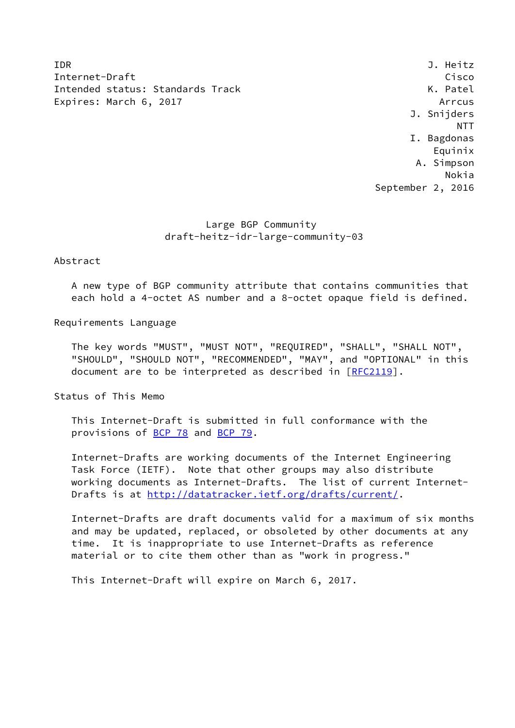IDR J. Heitz
Internet-Draft Cisco
Intended status: Standards Track K. Patel
Expires: March 6, 2017 Arrcus
J. Snijders
NTT
I. Bagdonas
Equinix
A. Simpson
Nokia
September 2, 2016

# Large BGP Community
## draft-heitz-idr-large-community-03

## Abstract

A new type of BGP community attribute that contains communities that each hold a 4-octet AS number and a 8-octet opaque field is defined.

## Requirements Language

The key words "MUST", "MUST NOT", "REQUIRED", "SHALL", "SHALL NOT", "SHOULD", "SHOULD NOT", "RECOMMENDED", "MAY", and "OPTIONAL" in this document are to be interpreted as described in [RFC2119].

## Status of This Memo

This Internet-Draft is submitted in full conformance with the provisions of BCP 78 and BCP 79.

Internet-Drafts are working documents of the Internet Engineering Task Force (IETF). Note that other groups may also distribute working documents as Internet-Drafts. The list of current Internet-Drafts is at http://datatracker.ietf.org/drafts/current/.

Internet-Drafts are draft documents valid for a maximum of six months and may be updated, replaced, or obsoleted by other documents at any time. It is inappropriate to use Internet-Drafts as reference material or to cite them other than as "work in progress."

This Internet-Draft will expire on March 6, 2017.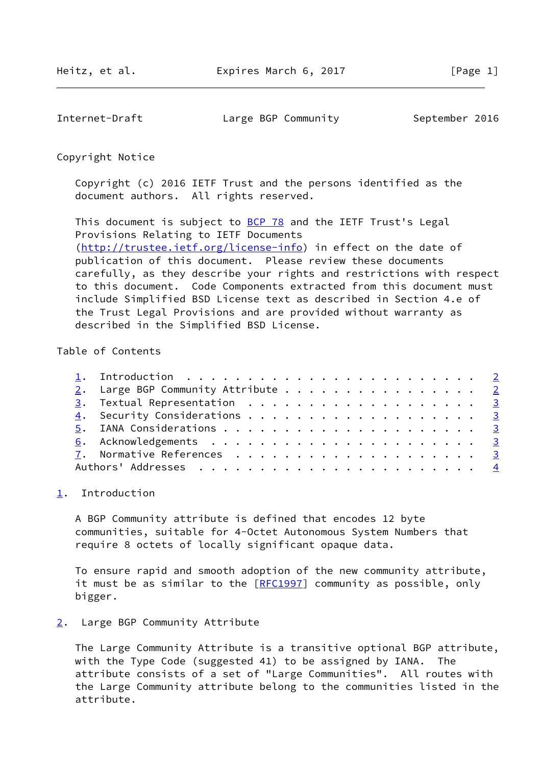## Copyright Notice

Copyright (c) 2016 IETF Trust and the persons identified as the document authors. All rights reserved.

This document is subject to BCP 78 and the IETF Trust's Legal Provisions Relating to IETF Documents (http://trustee.ietf.org/license-info) in effect on the date of publication of this document. Please review these documents carefully, as they describe your rights and restrictions with respect to this document. Code Components extracted from this document must include Simplified BSD License text as described in Section 4.e of the Trust Legal Provisions and are provided without warranty as described in the Simplified BSD License.

## Table of Contents

1. Introduction . . . . . . . . . . . . . . . . . . . . . . . . 2
2. Large BGP Community Attribute . . . . . . . . . . . . . . . . 2
3. Textual Representation . . . . . . . . . . . . . . . . . . . 3
4. Security Considerations . . . . . . . . . . . . . . . . . . . 3
5. IANA Considerations . . . . . . . . . . . . . . . . . . . . . 3
6. Acknowledgements . . . . . . . . . . . . . . . . . . . . . . 3
7. Normative References . . . . . . . . . . . . . . . . . . . . 3

Authors' Addresses . . . . . . . . . . . . . . . . . . . . . . . 4

## 1. Introduction

A BGP Community attribute is defined that encodes 12 byte communities, suitable for 4-Octet Autonomous System Numbers that require 8 octets of locally significant opaque data.

To ensure rapid and smooth adoption of the new community attribute, it must be as similar to the [RFC1997] community as possible, only bigger.

## 2. Large BGP Community Attribute

The Large Community Attribute is a transitive optional BGP attribute, with the Type Code (suggested 41) to be assigned by IANA. The attribute consists of a set of "Large Communities". All routes with the Large Community attribute belong to the communities listed in the attribute.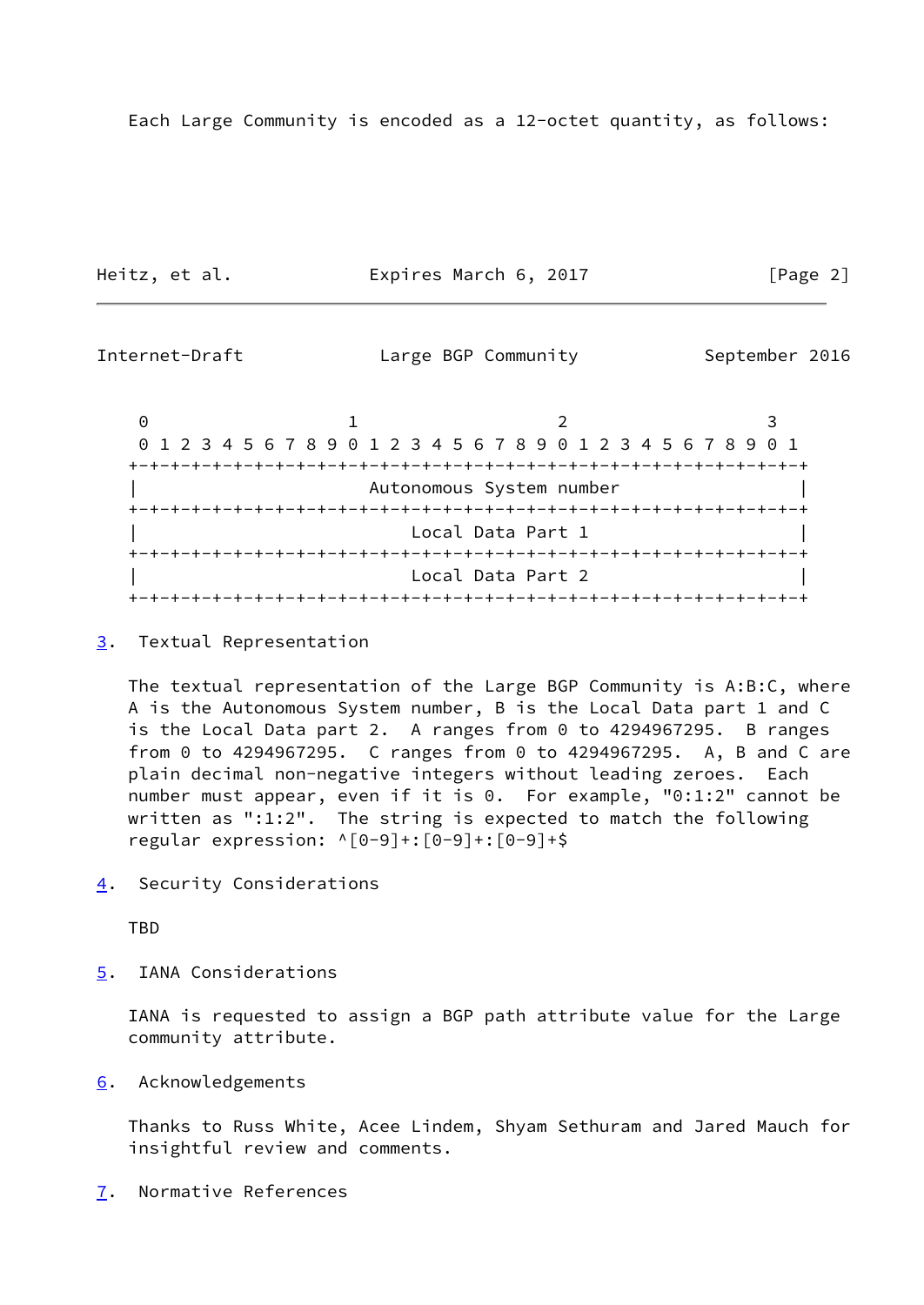Each Large Community is encoded as a 12-octet quantity, as follows:

```
 0                   1                   2                   3
 0 1 2 3 4 5 6 7 8 9 0 1 2 3 4 5 6 7 8 9 0 1 2 3 4 5 6 7 8 9 0 1
+-+-+-+-+-+-+-+-+-+-+-+-+-+-+-+-+-+-+-+-+-+-+-+-+-+-+-+-+-+-+-+-+
|                      Autonomous System number                 |
+-+-+-+-+-+-+-+-+-+-+-+-+-+-+-+-+-+-+-+-+-+-+-+-+-+-+-+-+-+-+-+-+
|                          Local Data Part 1                    |
+-+-+-+-+-+-+-+-+-+-+-+-+-+-+-+-+-+-+-+-+-+-+-+-+-+-+-+-+-+-+-+-+
|                          Local Data Part 2                    |
+-+-+-+-+-+-+-+-+-+-+-+-+-+-+-+-+-+-+-+-+-+-+-+-+-+-+-+-+-+-+-+-+
```

## 3. Textual Representation

The textual representation of the Large BGP Community is A:B:C, where A is the Autonomous System number, B is the Local Data part 1 and C is the Local Data part 2. A ranges from 0 to 4294967295. B ranges from 0 to 4294967295. C ranges from 0 to 4294967295. A, B and C are plain decimal non-negative integers without leading zeroes. Each number must appear, even if it is 0. For example, "0:1:2" cannot be written as ":1:2". The string is expected to match the following regular expression: ^[0-9]+:[0-9]+:[0-9]+$

## 4. Security Considerations

TBD

## 5. IANA Considerations

IANA is requested to assign a BGP path attribute value for the Large community attribute.

## 6. Acknowledgements

Thanks to Russ White, Acee Lindem, Shyam Sethuram and Jared Mauch for insightful review and comments.

## 7. Normative References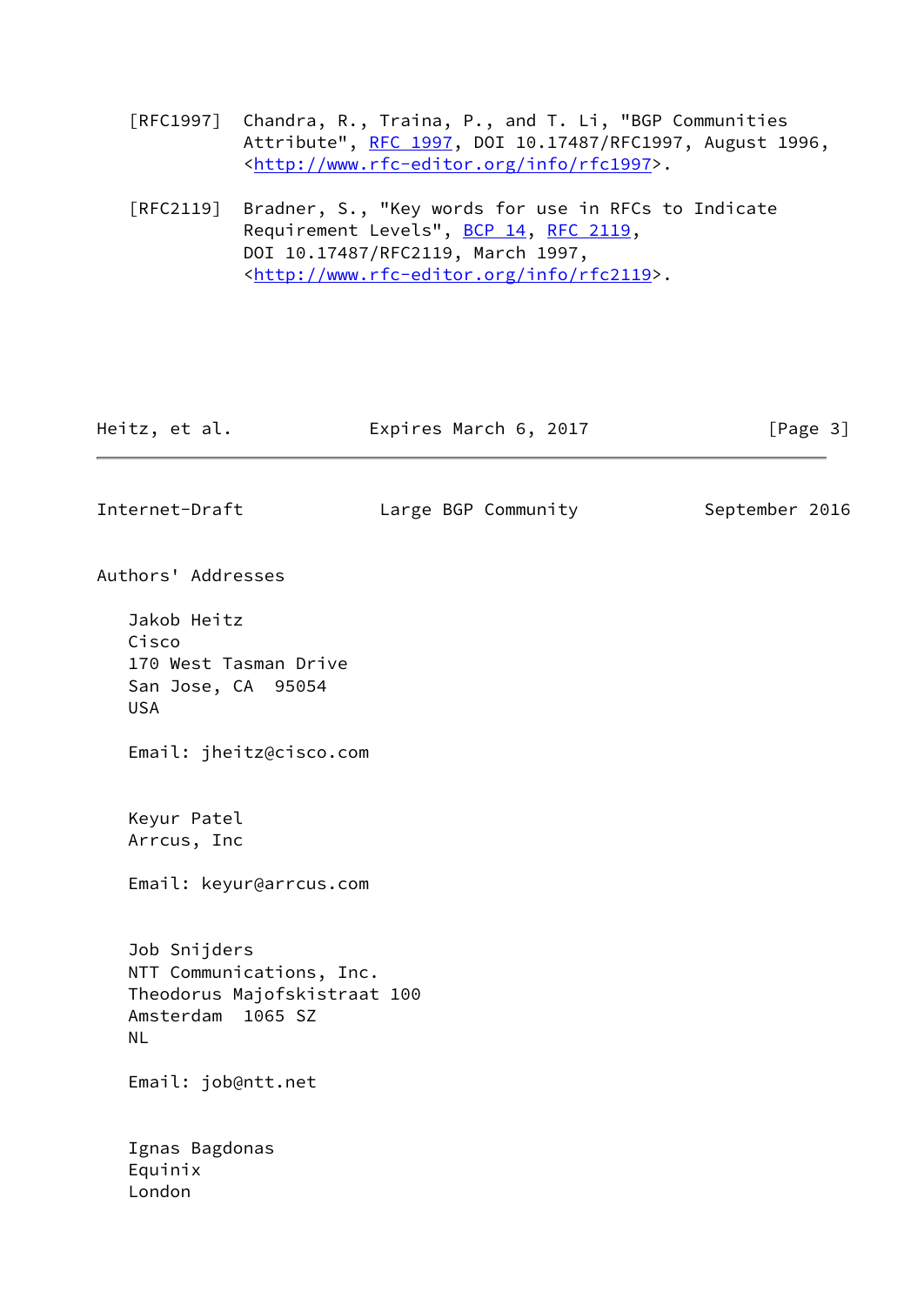[RFC1997] Chandra, R., Traina, P., and T. Li, "BGP Communities Attribute", RFC 1997, DOI 10.17487/RFC1997, August 1996, <http://www.rfc-editor.org/info/rfc1997>.

[RFC2119] Bradner, S., "Key words for use in RFCs to Indicate Requirement Levels", BCP 14, RFC 2119, DOI 10.17487/RFC2119, March 1997, <http://www.rfc-editor.org/info/rfc2119>.

## Authors' Addresses

Jakob Heitz
Cisco
170 West Tasman Drive
San Jose, CA 95054
USA

Email: jheitz@cisco.com

Keyur Patel
Arrcus, Inc

Email: keyur@arrcus.com

Job Snijders
NTT Communications, Inc.
Theodorus Majofskistraat 100
Amsterdam 1065 SZ
NL

Email: job@ntt.net

Ignas Bagdonas
Equinix
London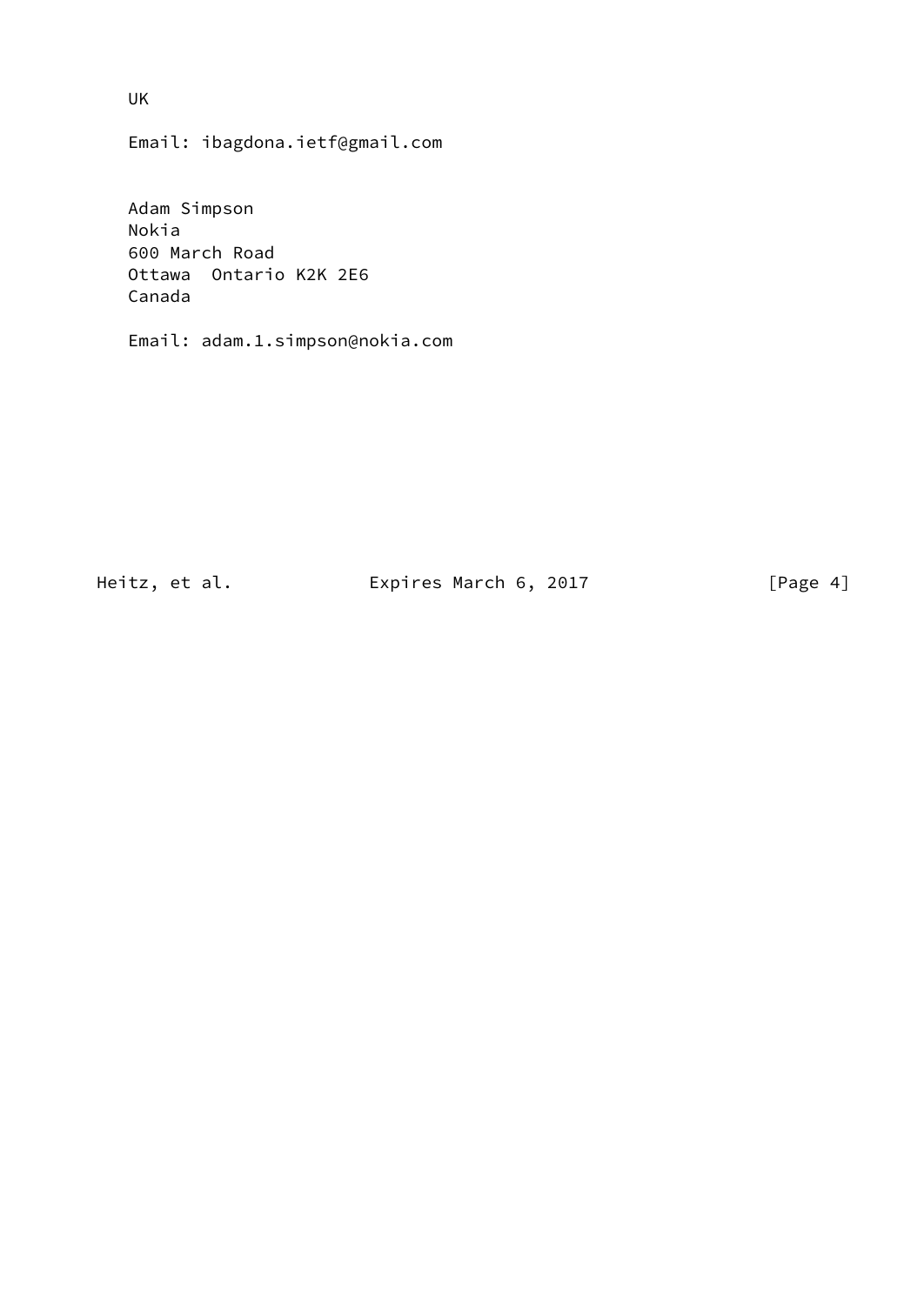UK

Email: ibagdona.ietf@gmail.com

Adam Simpson
Nokia
600 March Road
Ottawa  Ontario K2K 2E6
Canada

Email: adam.1.simpson@nokia.com